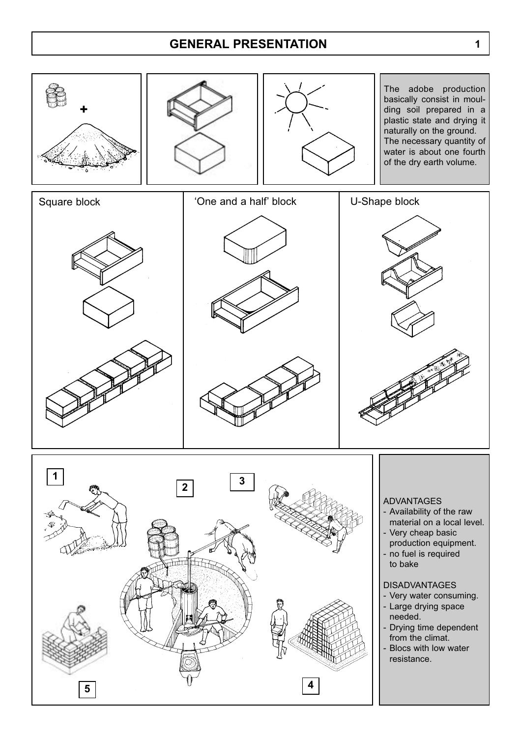# GENERAL PRESENTATION

The adobe production basically consist in moulding soil prepared in a plastic state and drying it naturally on the ground. The necessary quantity of water is about one fourth of the dry earth volume.

Square block

'One and a half' block

U-Shape block

1

2

3

4

5

ADVANTAGES

- Availability of the raw material on a local level.
- Very cheap basic production equipment.
- no fuel is required to bake

DISADVANTAGES

- Very water consuming.
- Large drying space needed.
- Drying time dependent from the climat.
- Blocs with low water resistance.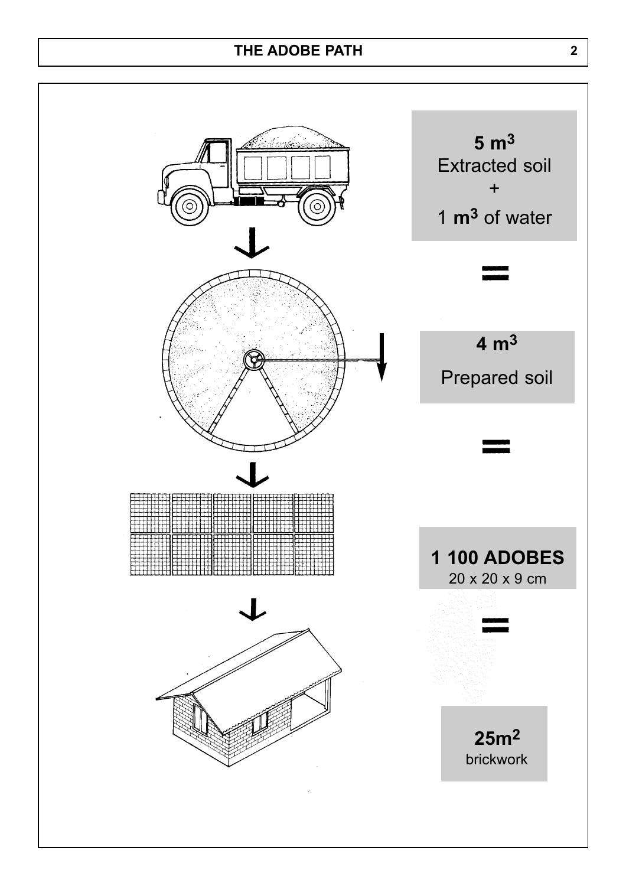**5 $m^3$**
Extracted soil
+
1 **$m^3$** of water

=

**4 $m^3$**

Prepared soil

=

**1 100 ADOBES**
20 x 20 x 9 cm

=

**25$m^2$**
brickwork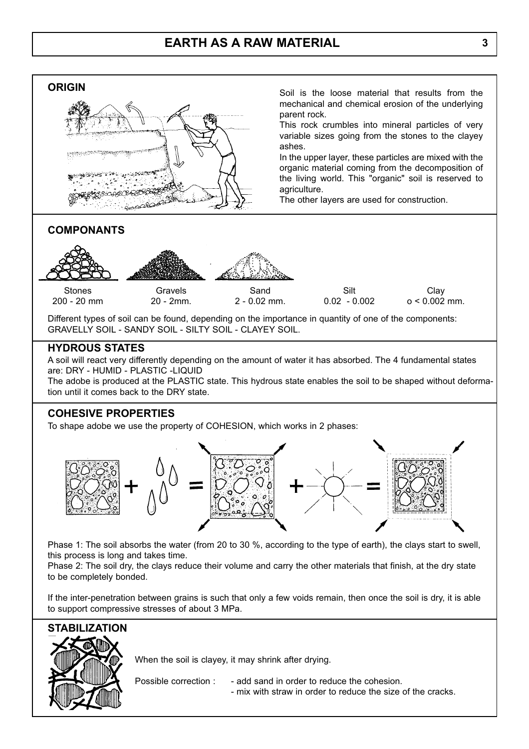# EARTH AS A RAW MATERIAL

## ORIGIN

Soil is the loose material that results from the mechanical and chemical erosion of the underlying parent rock.
This rock crumbles into mineral particles of very variable sizes going from the stones to the clayey ashes.
In the upper layer, these particles are mixed with the organic material coming from the decomposition of the living world. This "organic" soil is reserved to agriculture.
The other layers are used for construction.

## COMPONANTS

| Stones | Gravels | Sand | Silt | Clay |
|---|---|---|---|---|
| 200 - 20 mm | 20 - 2mm. | 2 - 0.02 mm. | 0.02 - 0.002 | o < 0.002 mm. |

Different types of soil can be found, depending on the importance in quantity of one of the components:
GRAVELLY SOIL - SANDY SOIL - SILTY SOIL - CLAYEY SOIL.

## HYDROUS STATES

A soil will react very differently depending on the amount of water it has absorbed. The 4 fundamental states are: DRY - HUMID - PLASTIC -LIQUID
The adobe is produced at the PLASTIC state. This hydrous state enables the soil to be shaped without deformation until it comes back to the DRY state.

## COHESIVE PROPERTIES

To shape adobe we use the property of COHESION, which works in 2 phases:

Phase 1: The soil absorbs the water (from 20 to 30 %, according to the type of earth), the clays start to swell, this process is long and takes time.
Phase 2: The soil dry, the clays reduce their volume and carry the other materials that finish, at the dry state to be completely bonded.

If the inter-penetration between grains is such that only a few voids remain, then once the soil is dry, it is able to support compressive stresses of about 3 MPa.

## STABILIZATION

When the soil is clayey, it may shrink after drying.

Possible correction :
- add sand in order to reduce the cohesion.
- mix with straw in order to reduce the size of the cracks.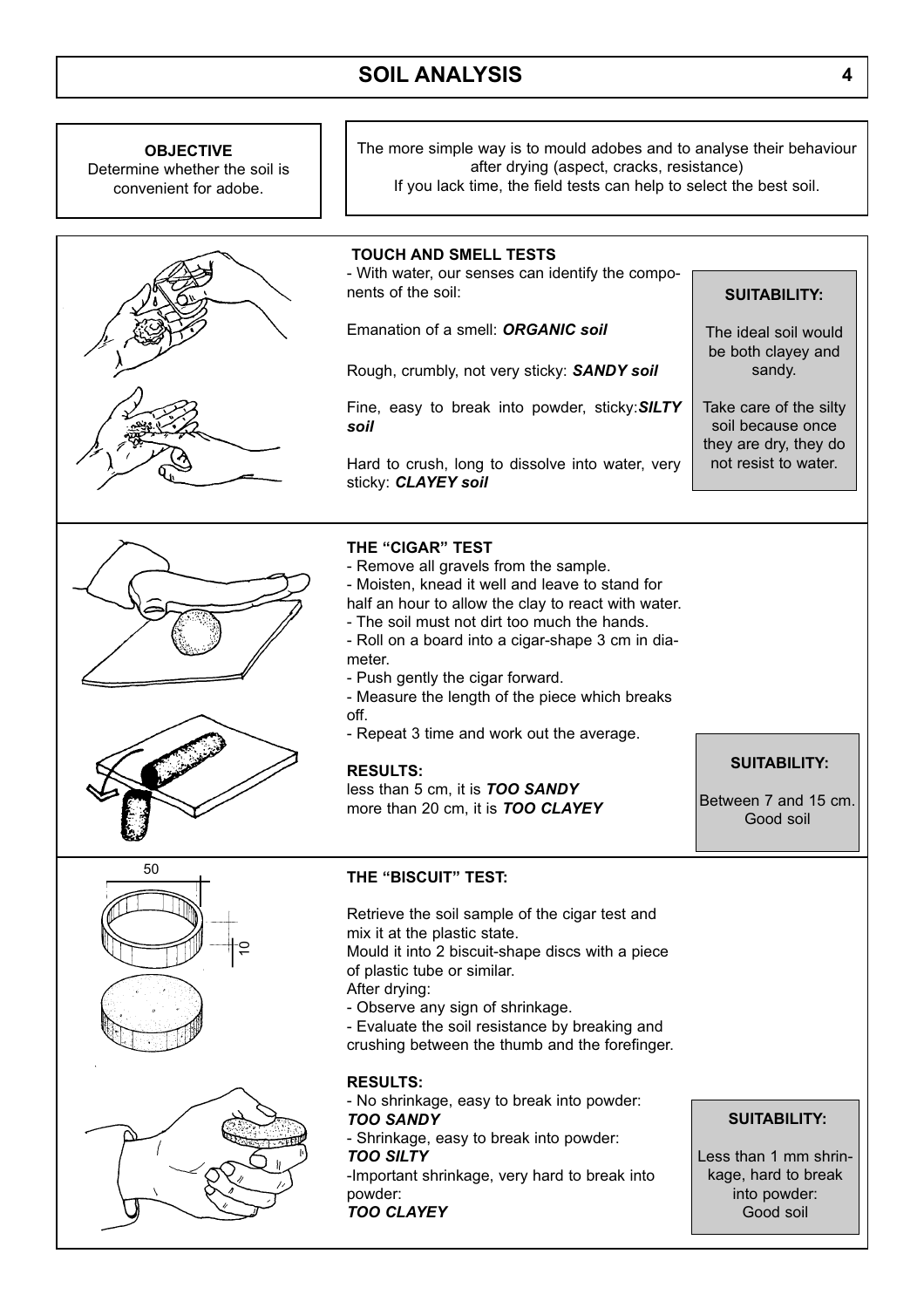# SOIL ANALYSIS

**OBJECTIVE**
Determine whether the soil is convenient for adobe.

The more simple way is to mould adobes and to analyse their behaviour after drying (aspect, cracks, resistance)
If you lack time, the field tests can help to select the best soil.

## TOUCH AND SMELL TESTS

- With water, our senses can identify the components of the soil:

Emanation of a smell: ***ORGANIC soil***

Rough, crumbly, not very sticky: ***SANDY soil***

Fine, easy to break into powder, sticky: ***SILTY soil***

Hard to crush, long to dissolve into water, very sticky: ***CLAYEY soil***

**SUITABILITY:**

The ideal soil would be both clayey and sandy.

Take care of the silty soil because once they are dry, they do not resist to water.

## THE "CIGAR" TEST

- Remove all gravels from the sample.
- Moisten, knead it well and leave to stand for half an hour to allow the clay to react with water.
- The soil must not dirt too much the hands.
- Roll on a board into a cigar-shape 3 cm in diameter.
- Push gently the cigar forward.
- Measure the length of the piece which breaks off.
- Repeat 3 time and work out the average.

**RESULTS:**
less than 5 cm, it is ***TOO SANDY***
more than 20 cm, it is ***TOO CLAYEY***

**SUITABILITY:**

Between 7 and 15 cm. Good soil

## THE "BISCUIT" TEST:

50

10

Retrieve the soil sample of the cigar test and mix it at the plastic state.
Mould it into 2 biscuit-shape discs with a piece of plastic tube or similar.
After drying:
- Observe any sign of shrinkage.
- Evaluate the soil resistance by breaking and crushing between the thumb and the forefinger.

**RESULTS:**
- No shrinkage, easy to break into powder:
***TOO SANDY***
- Shrinkage, easy to break into powder:
***TOO SILTY***
-Important shrinkage, very hard to break into powder:
***TOO CLAYEY***

**SUITABILITY:**

Less than 1 mm shrinkage, hard to break into powder:
Good soil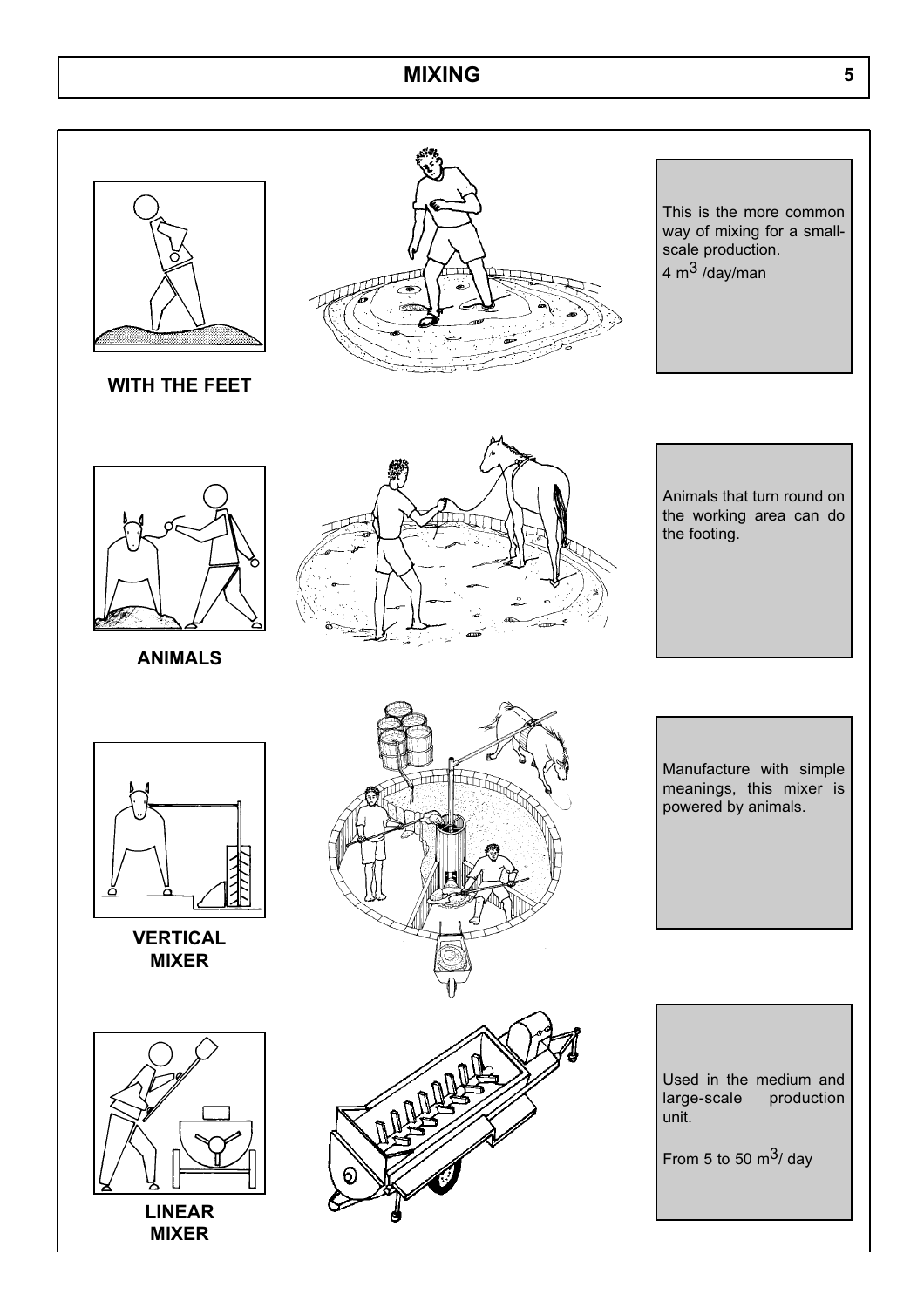# MIXING

## WITH THE FEET

This is the more common way of mixing for a small-scale production.
4 $m^3$ /day/man

## ANIMALS

Animals that turn round on the working area can do the footing.

## VERTICAL MIXER

Manufacture with simple meanings, this mixer is powered by animals.

## LINEAR MIXER

Used in the medium and large-scale production unit.

From 5 to 50 $m^3$/ day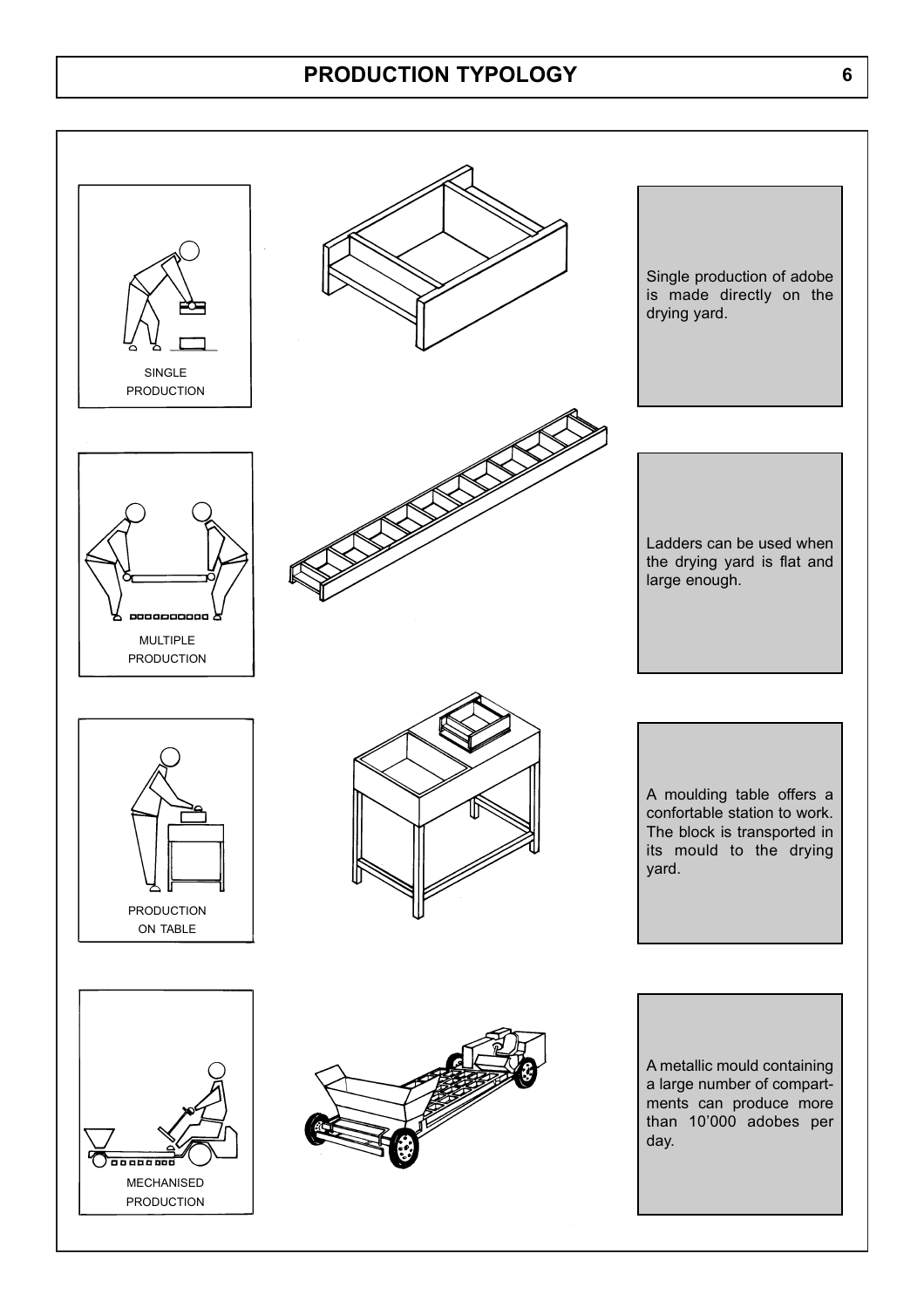# PRODUCTION TYPOLOGY

SINGLE PRODUCTION

Single production of adobe is made directly on the drying yard.

MULTIPLE PRODUCTION

Ladders can be used when the drying yard is flat and large enough.

PRODUCTION ON TABLE

A moulding table offers a confortable station to work. The block is transported in its mould to the drying yard.

MECHANISED PRODUCTION

A metallic mould containing a large number of compartments can produce more than 10'000 adobes per day.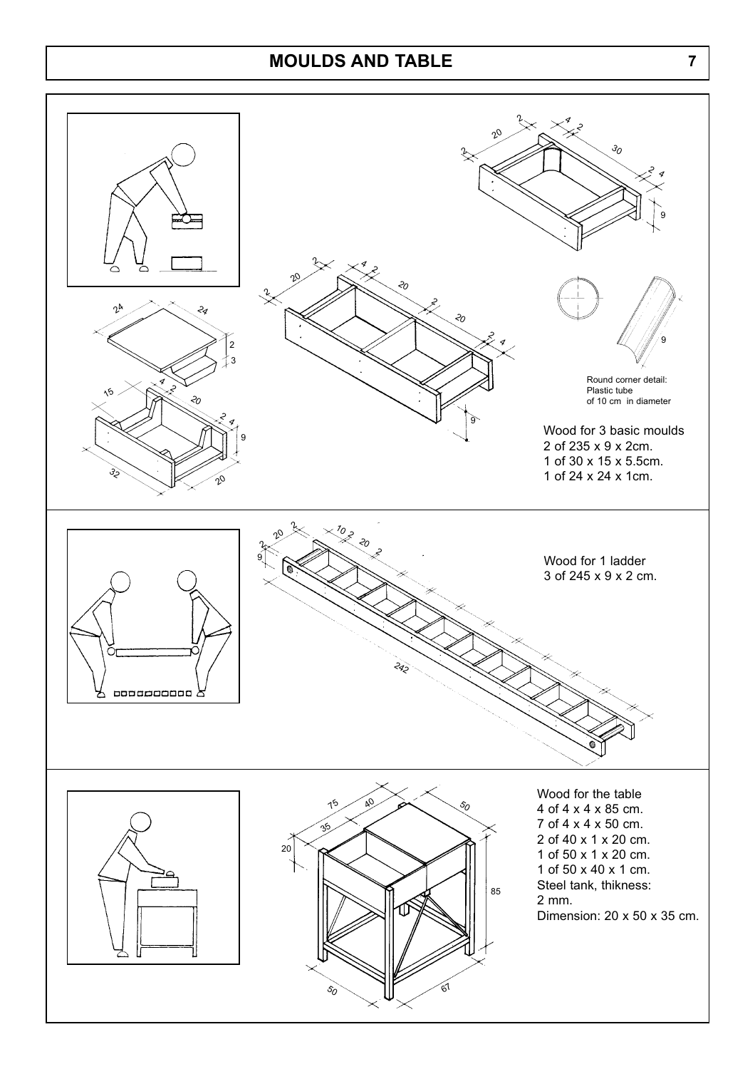# MOULDS AND TABLE

Round corner detail:
Plastic tube
of 10 cm in diameter

Wood for 3 basic moulds
2 of 235 x 9 x 2cm.
1 of 30 x 15 x 5.5cm.
1 of 24 x 24 x 1cm.

Wood for 1 ladder
3 of 245 x 9 x 2 cm.

Wood for the table
4 of 4 x 4 x 85 cm.
7 of 4 x 4 x 50 cm.
2 of 40 x 1 x 20 cm.
1 of 50 x 1 x 20 cm.
1 of 50 x 40 x 1 cm.
Steel tank, thikness:
2 mm.
Dimension: 20 x 50 x 35 cm.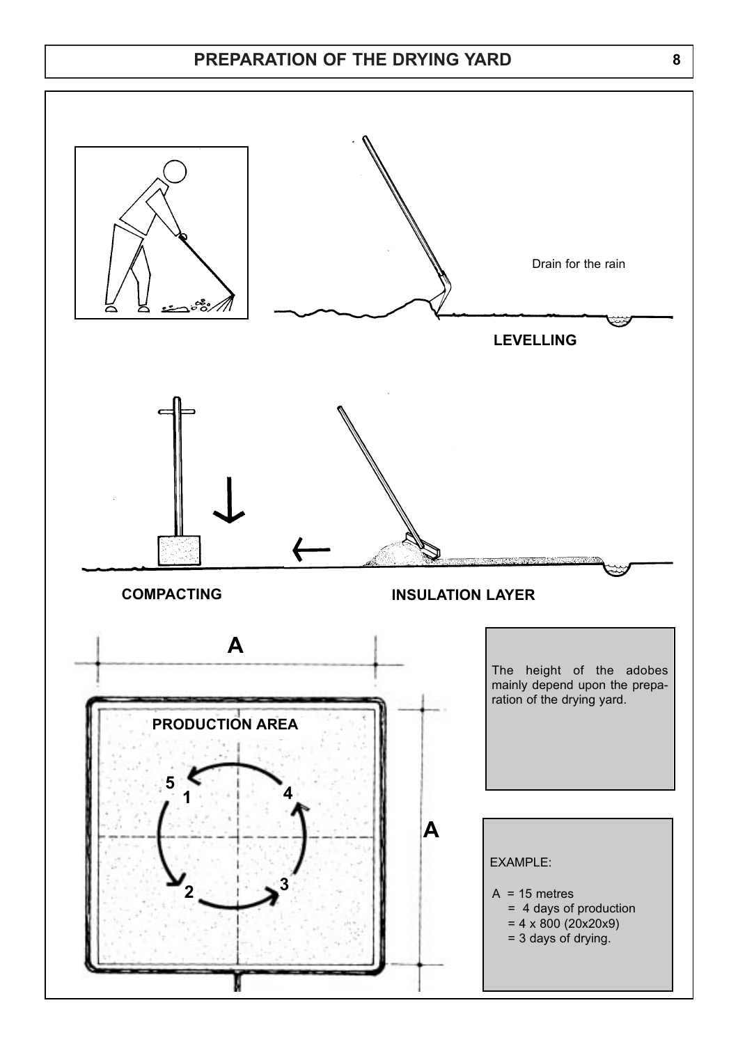# PREPARATION OF THE DRYING YARD

Drain for the rain

**LEVELLING**

**COMPACTING**

**INSULATION LAYER**

**A**

**PRODUCTION AREA**

5
1
4
2
3

**A**

The height of the adobes mainly depend upon the preparation of the drying yard.

EXAMPLE:

A = 15 metres
= 4 days of production
= 4 x 800 (20x20x9)
= 3 days of drying.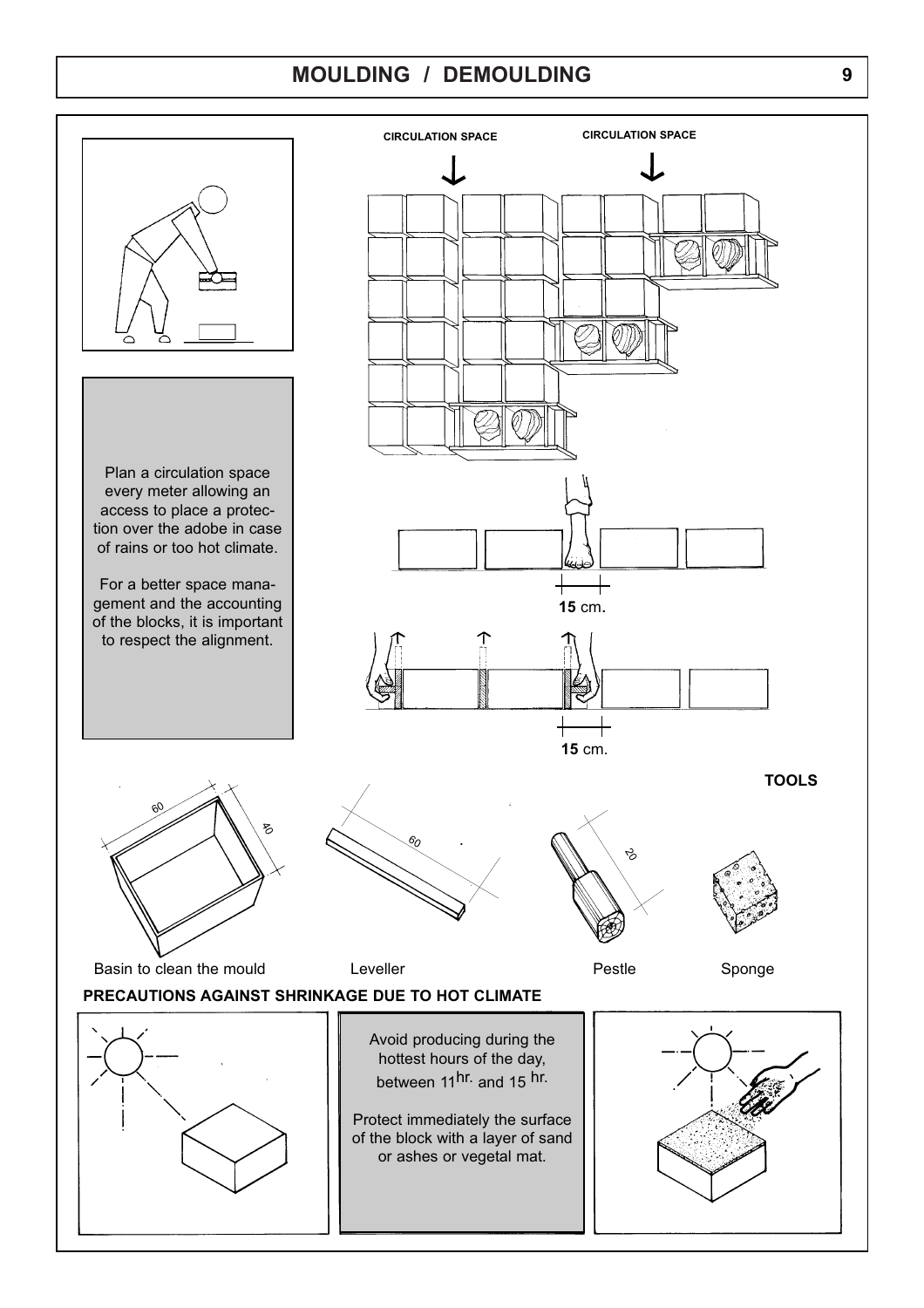# MOULDING / DEMOULDING

CIRCULATION SPACE

CIRCULATION SPACE

Plan a circulation space every meter allowing an access to place a protection over the adobe in case of rains or too hot climate.

For a better space management and the accounting of the blocks, it is important to respect the alignment.

**15** cm.

**15** cm.

**TOOLS**

60

40

60

20

Basin to clean the mould

Leveller

Pestle

Sponge

**PRECAUTIONS AGAINST SHRINKAGE DUE TO HOT CLIMATE**

Avoid producing during the hottest hours of the day, between 11 hr. and 15 hr.

Protect immediately the surface of the block with a layer of sand or ashes or vegetal mat.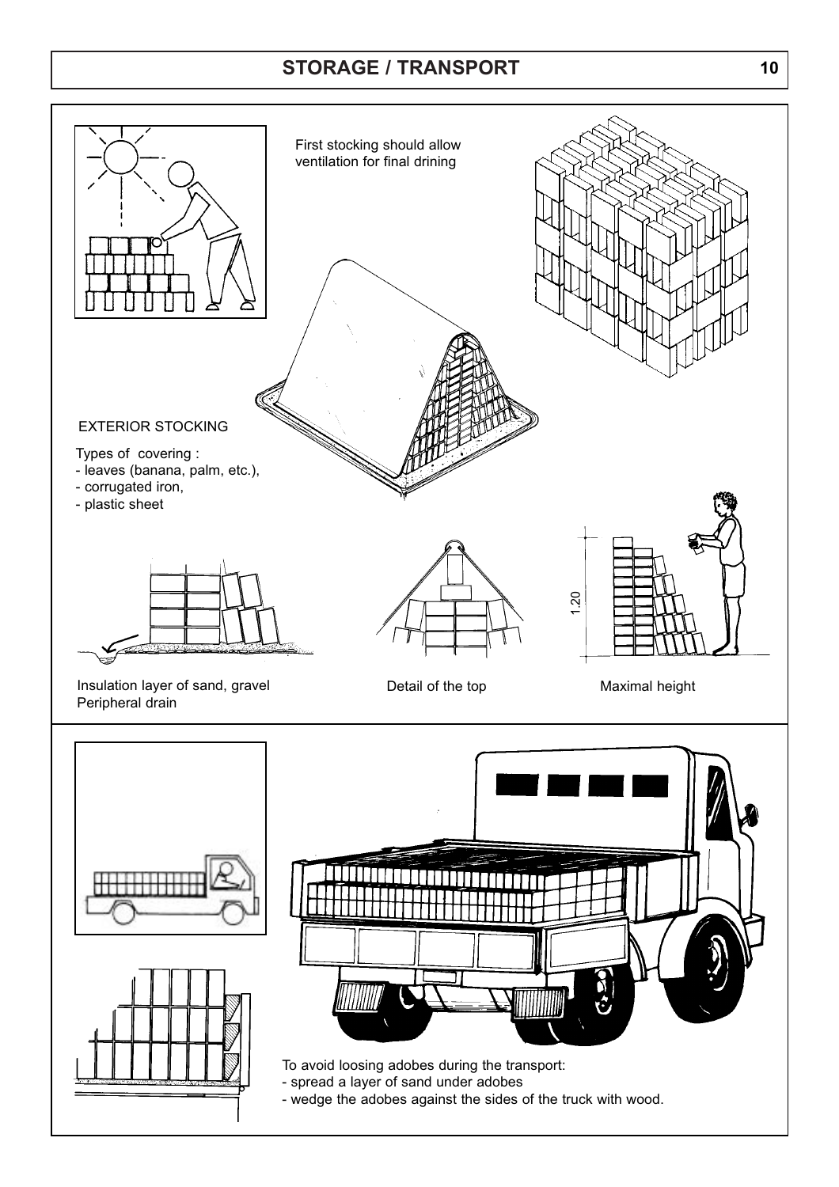# STORAGE / TRANSPORT

First stocking should allow ventilation for final drining

EXTERIOR STOCKING

Types of covering :
- leaves (banana, palm, etc.),
- corrugated iron,
- plastic sheet

Insulation layer of sand, gravel
Peripheral drain

Detail of the top

1.20

Maximal height

To avoid loosing adobes during the transport:
- spread a layer of sand under adobes
- wedge the adobes against the sides of the truck with wood.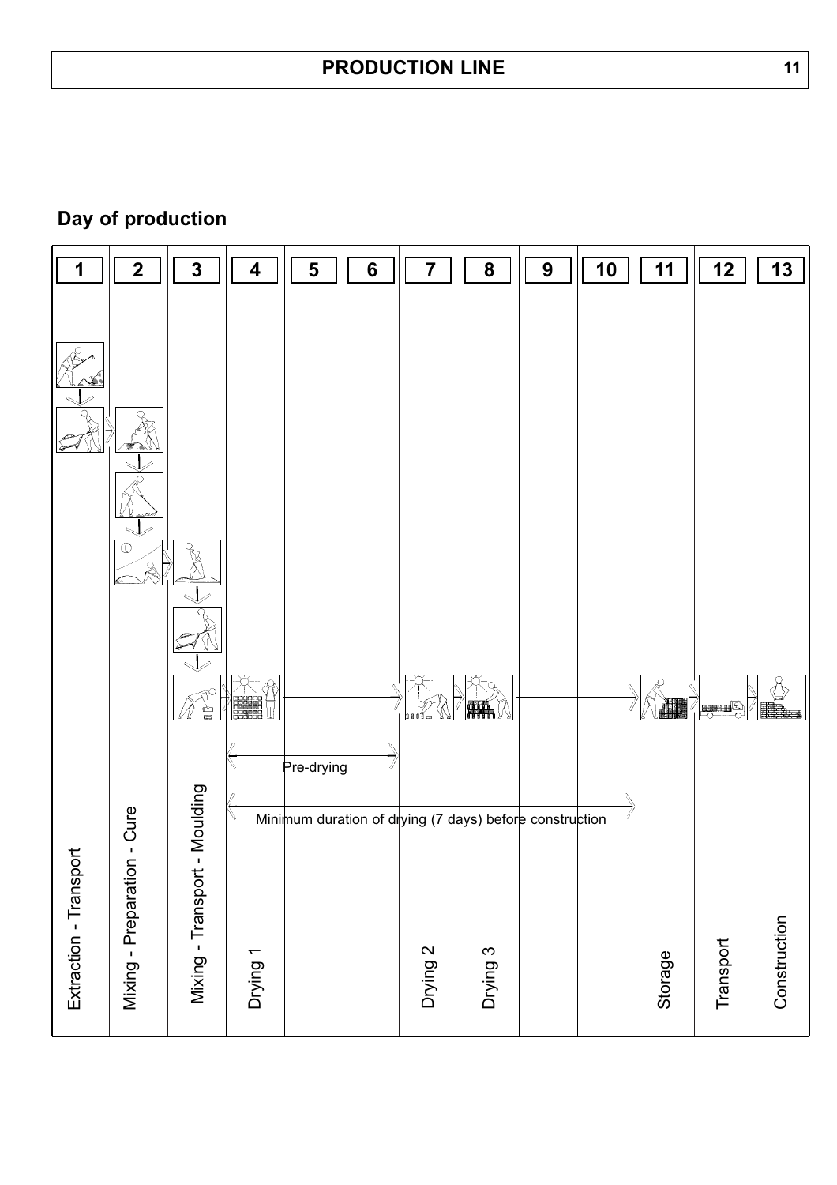# PRODUCTION LINE

## Day of production

| 1 | 2 | 3 | 4 | 5 | 6 | 7 | 8 | 9 | 10 | 11 | 12 | 13 |
|---|---|---|---|---|---|---|---|---|---|---|---|---|
| Extraction - Transport | Mixing - Preparation - Cure | Mixing - Transport - Moulding | Drying 1 | | | Drying 2 | Drying 3 | | | Storage | Transport | Construction |

Pre-drying

Minimum duration of drying (7 days) before construction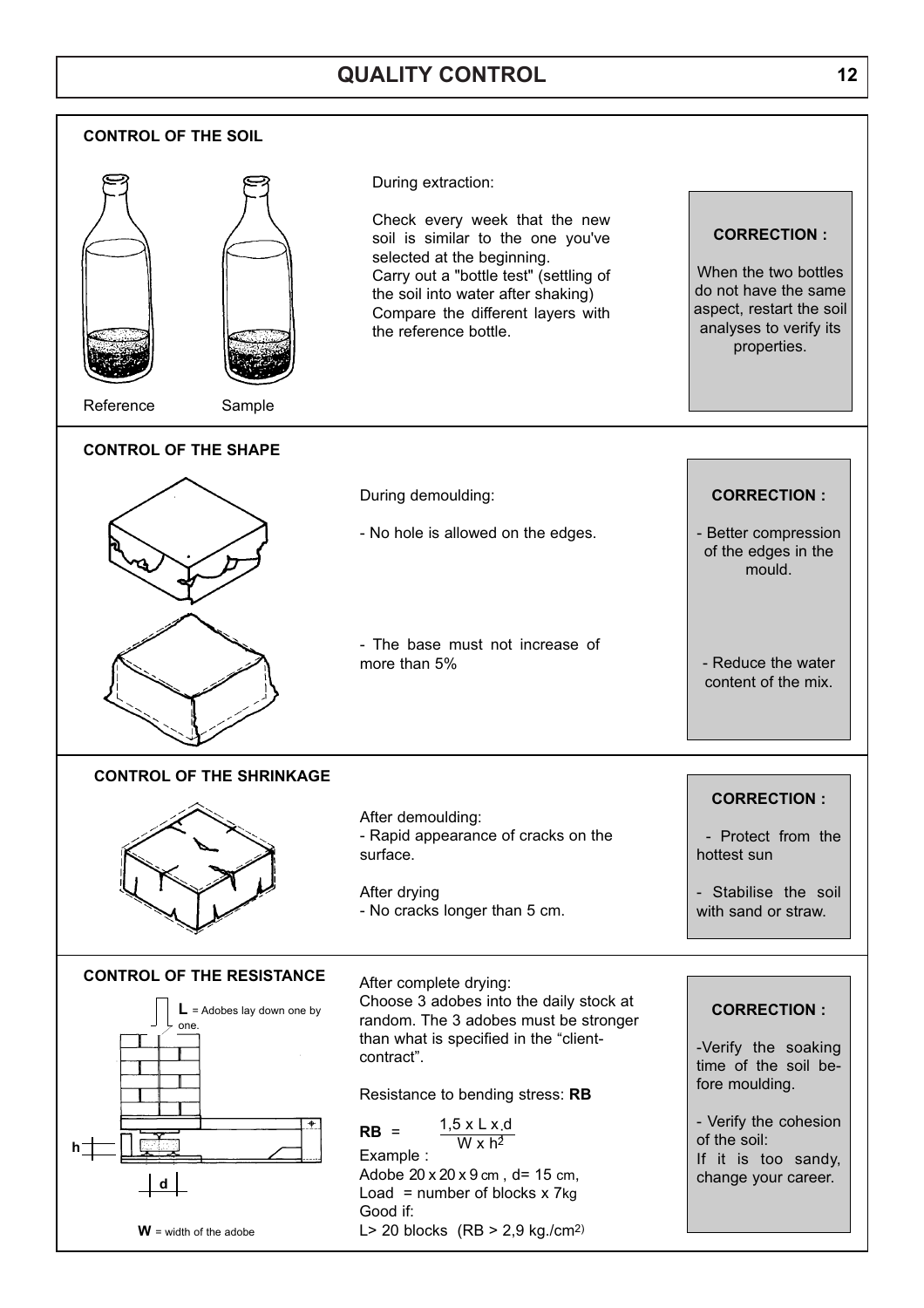# QUALITY CONTROL

## CONTROL OF THE SOIL

Reference — Sample

During extraction:

Check every week that the new soil is similar to the one you've selected at the beginning.
Carry out a "bottle test" (settling of the soil into water after shaking)
Compare the different layers with the reference bottle.

**CORRECTION :**

When the two bottles do not have the same aspect, restart the soil analyses to verify its properties.

## CONTROL OF THE SHAPE

During demoulding:

- No hole is allowed on the edges.

**CORRECTION :**

- Better compression of the edges in the mould.

- The base must not increase of more than 5%

- Reduce the water content of the mix.

## CONTROL OF THE SHRINKAGE

After demoulding:
- Rapid appearance of cracks on the surface.

After drying
- No cracks longer than 5 cm.

**CORRECTION :**

- Protect from the hottest sun

- Stabilise the soil with sand or straw.

## CONTROL OF THE RESISTANCE

**L** = Adobes lay down one by one.

h

d

**W** = width of the adobe

After complete drying:
Choose 3 adobes into the daily stock at random. The 3 adobes must be stronger than what is specified in the "client-contract".

Resistance to bending stress: **RB**

$$\mathbf{RB} = \frac{1{,}5 \times L \times d}{W \times h^2}$$

Example :
Adobe 20 x 20 x 9 cm , d= 15 cm,
Load = number of blocks x 7kg
Good if:
L> 20 blocks (RB > 2,9 kg./cm$^2$)

**CORRECTION :**

-Verify the soaking time of the soil before moulding.

- Verify the cohesion of the soil:
If it is too sandy, change your career.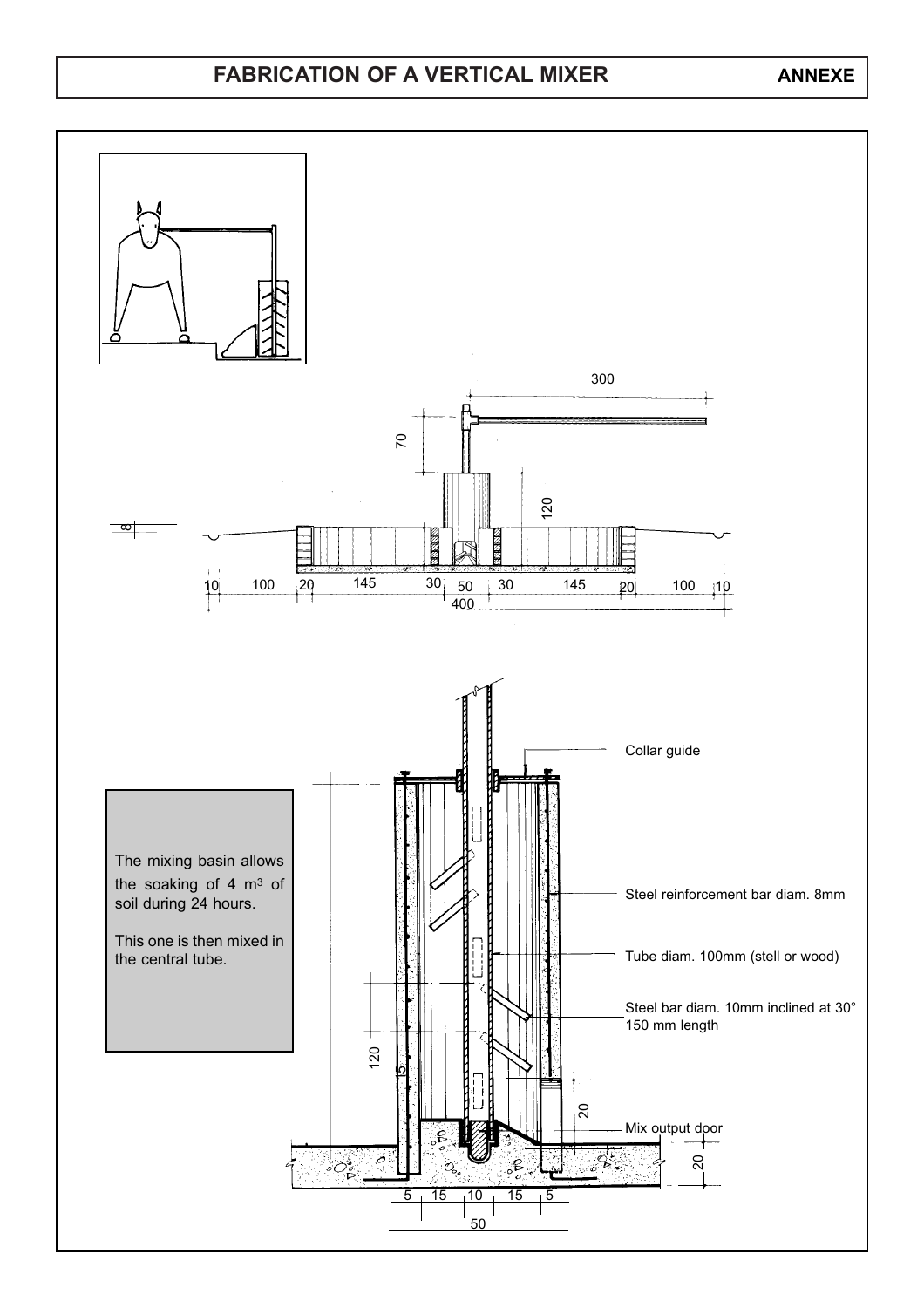# FABRICATION OF A VERTICAL MIXER

**ANNEXE**

300

70

120

8

10 100 20 145 30 50 30 145 20 100 10

400

Collar guide

The mixing basin allows the soaking of 4 $m^3$ of soil during 24 hours.

This one is then mixed in the central tube.

Steel reinforcement bar diam. 8mm

Tube diam. 100mm (stell or wood)

Steel bar diam. 10mm inclined at 30° 150 mm length

120

15

20

Mix output door

20

5 15 10 15 5

50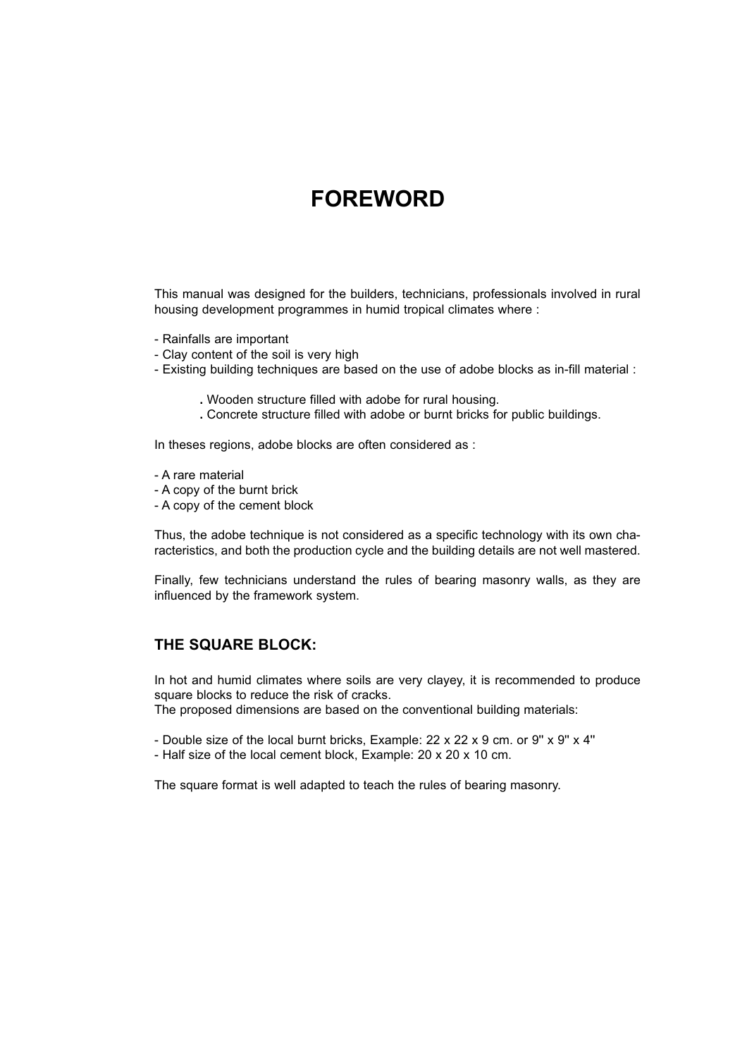# FOREWORD

This manual was designed for the builders, technicians, professionals involved in rural housing development programmes in humid tropical climates where :

- Rainfalls are important
- Clay content of the soil is very high
- Existing building techniques are based on the use of adobe blocks as in-fill material :
    - Wooden structure filled with adobe for rural housing.
    - Concrete structure filled with adobe or burnt bricks for public buildings.

In theses regions, adobe blocks are often considered as :

- A rare material
- A copy of the burnt brick
- A copy of the cement block

Thus, the adobe technique is not considered as a specific technology with its own characteristics, and both the production cycle and the building details are not well mastered.

Finally, few technicians understand the rules of bearing masonry walls, as they are influenced by the framework system.

## THE SQUARE BLOCK:

In hot and humid climates where soils are very clayey, it is recommended to produce square blocks to reduce the risk of cracks.
The proposed dimensions are based on the conventional building materials:

- Double size of the local burnt bricks, Example: 22 x 22 x 9 cm. or 9'' x 9'' x 4''
- Half size of the local cement block, Example: 20 x 20 x 10 cm.

The square format is well adapted to teach the rules of bearing masonry.